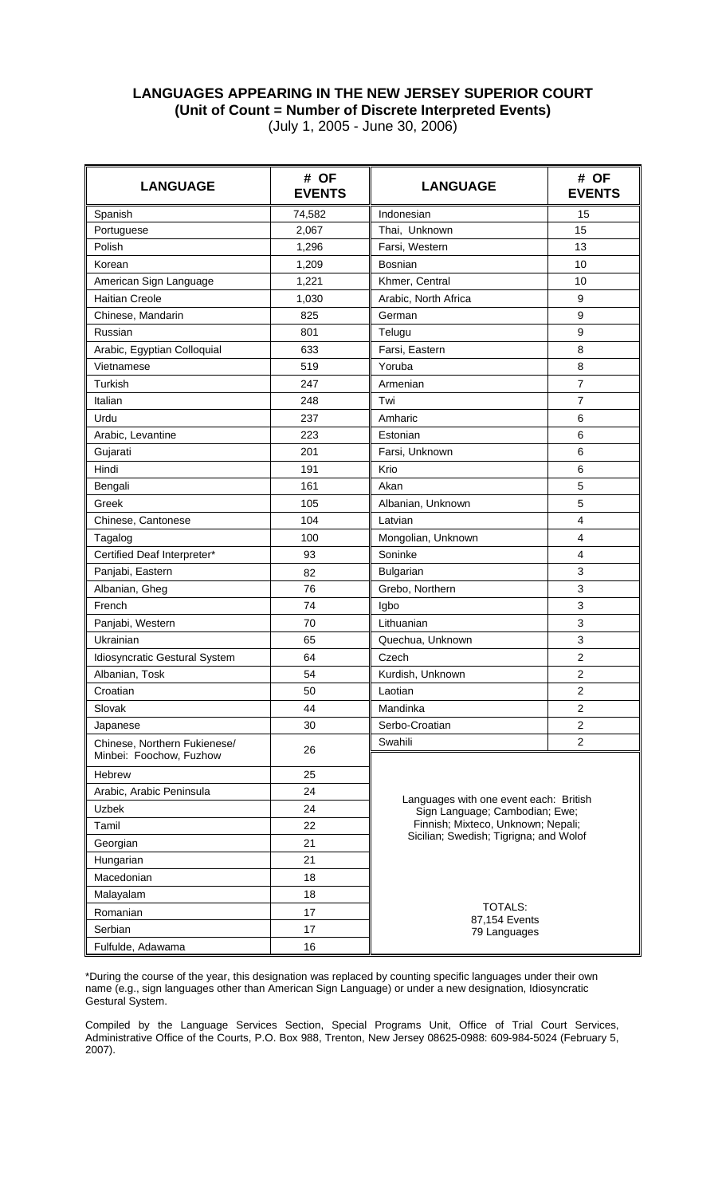## LANGUAGES APPEARING IN THE NEW JERSEY SUPERIOR COURT

**(Unit of Count = Number of Discrete Interpreted Events)**

(July 1, 2005 - June 30, 2006)

| LANGUAGE | # OF EVENTS | LANGUAGE | # OF EVENTS |
|---|---|---|---|
| Spanish | 74,582 | Indonesian | 15 |
| Portuguese | 2,067 | Thai, Unknown | 15 |
| Polish | 1,296 | Farsi, Western | 13 |
| Korean | 1,209 | Bosnian | 10 |
| American Sign Language | 1,221 | Khmer, Central | 10 |
| Haitian Creole | 1,030 | Arabic, North Africa | 9 |
| Chinese, Mandarin | 825 | German | 9 |
| Russian | 801 | Telugu | 9 |
| Arabic, Egyptian Colloquial | 633 | Farsi, Eastern | 8 |
| Vietnamese | 519 | Yoruba | 8 |
| Turkish | 247 | Armenian | 7 |
| Italian | 248 | Twi | 7 |
| Urdu | 237 | Amharic | 6 |
| Arabic, Levantine | 223 | Estonian | 6 |
| Gujarati | 201 | Farsi, Unknown | 6 |
| Hindi | 191 | Krio | 6 |
| Bengali | 161 | Akan | 5 |
| Greek | 105 | Albanian, Unknown | 5 |
| Chinese, Cantonese | 104 | Latvian | 4 |
| Tagalog | 100 | Mongolian, Unknown | 4 |
| Certified Deaf Interpreter* | 93 | Soninke | 4 |
| Panjabi, Eastern | 82 | Bulgarian | 3 |
| Albanian, Gheg | 76 | Grebo, Northern | 3 |
| French | 74 | Igbo | 3 |
| Panjabi, Western | 70 | Lithuanian | 3 |
| Ukrainian | 65 | Quechua, Unknown | 3 |
| Idiosyncratic Gestural System | 64 | Czech | 2 |
| Albanian, Tosk | 54 | Kurdish, Unknown | 2 |
| Croatian | 50 | Laotian | 2 |
| Slovak | 44 | Mandinka | 2 |
| Japanese | 30 | Serbo-Croatian | 2 |
| Chinese, Northern Fukienese/ Minbei: Foochow, Fuzhow | 26 | Swahili | 2 |
| Hebrew | 25 | Languages with one event each: British Sign Language; Cambodian; Ewe; Finnish; Mixteco, Unknown; Nepali; Sicilian; Swedish; Tigrigna; and Wolof | |
| Arabic, Arabic Peninsula | 24 | | |
| Uzbek | 24 | | |
| Tamil | 22 | | |
| Georgian | 21 | | |
| Hungarian | 21 | | |
| Macedonian | 18 | | |
| Malayalam | 18 | | |
| Romanian | 17 | TOTALS: 87,154 Events 79 Languages | |
| Serbian | 17 | | |
| Fulfulde, Adawama | 16 | | |

*During the course of the year, this designation was replaced by counting specific languages under their own name (e.g., sign languages other than American Sign Language) or under a new designation, Idiosyncratic Gestural System.

Compiled by the Language Services Section, Special Programs Unit, Office of Trial Court Services, Administrative Office of the Courts, P.O. Box 988, Trenton, New Jersey 08625-0988: 609-984-5024 (February 5, 2007).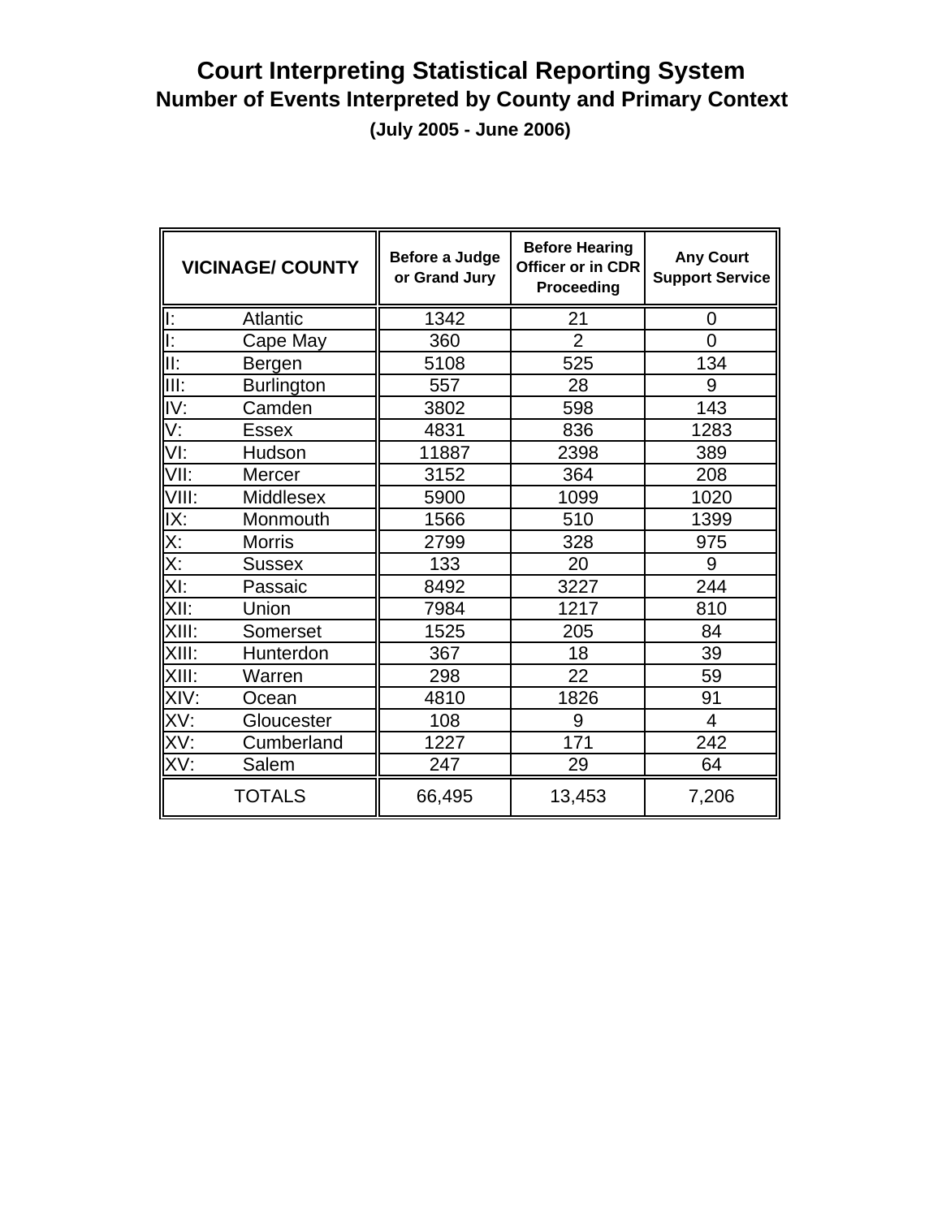# Court Interpreting Statistical Reporting System

## Number of Events Interpreted by County and Primary Context

**(July 2005 - June 2006)**

| VICINAGE/ COUNTY | | Before a Judge or Grand Jury | Before Hearing Officer or in CDR Proceeding | Any Court Support Service |
|---|---|---|---|---|
| I: | Atlantic | 1342 | 21 | 0 |
| I: | Cape May | 360 | 2 | 0 |
| II: | Bergen | 5108 | 525 | 134 |
| III: | Burlington | 557 | 28 | 9 |
| IV: | Camden | 3802 | 598 | 143 |
| V: | Essex | 4831 | 836 | 1283 |
| VI: | Hudson | 11887 | 2398 | 389 |
| VII: | Mercer | 3152 | 364 | 208 |
| VIII: | Middlesex | 5900 | 1099 | 1020 |
| IX: | Monmouth | 1566 | 510 | 1399 |
| X: | Morris | 2799 | 328 | 975 |
| X: | Sussex | 133 | 20 | 9 |
| XI: | Passaic | 8492 | 3227 | 244 |
| XII: | Union | 7984 | 1217 | 810 |
| XIII: | Somerset | 1525 | 205 | 84 |
| XIII: | Hunterdon | 367 | 18 | 39 |
| XIII: | Warren | 298 | 22 | 59 |
| XIV: | Ocean | 4810 | 1826 | 91 |
| XV: | Gloucester | 108 | 9 | 4 |
| XV: | Cumberland | 1227 | 171 | 242 |
| XV: | Salem | 247 | 29 | 64 |
| TOTALS | | 66,495 | 13,453 | 7,206 |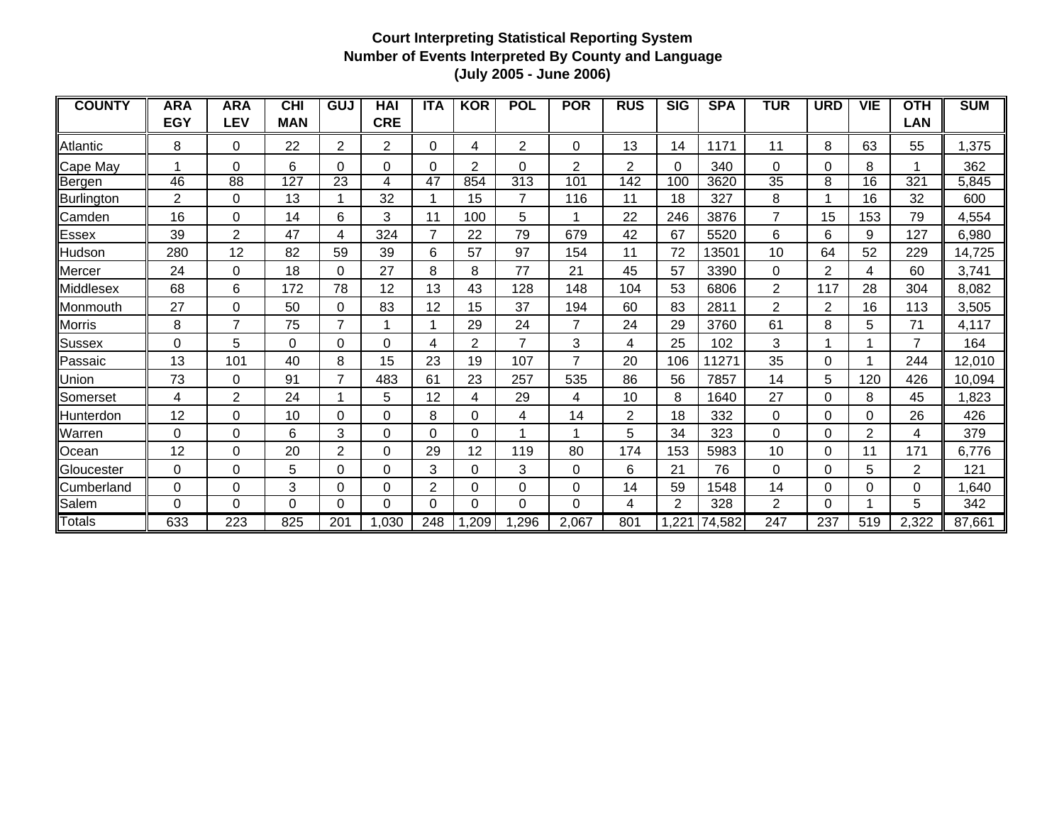**Court Interpreting Statistical Reporting System**
**Number of Events Interpreted By County and Language**
**(July 2005 - June 2006)**

| COUNTY | ARA EGY | ARA LEV | CHI MAN | GUJ | HAI CRE | ITA | KOR | POL | POR | RUS | SIG | SPA | TUR | URD | VIE | OTH LAN | SUM |
|---|---|---|---|---|---|---|---|---|---|---|---|---|---|---|---|---|---|
| Atlantic | 8 | 0 | 22 | 2 | 2 | 0 | 4 | 2 | 0 | 13 | 14 | 1171 | 11 | 8 | 63 | 55 | 1,375 |
| Cape May | 1 | 0 | 6 | 0 | 0 | 0 | 2 | 0 | 2 | 2 | 0 | 340 | 0 | 0 | 8 | 1 | 362 |
| Bergen | 46 | 88 | 127 | 23 | 4 | 47 | 854 | 313 | 101 | 142 | 100 | 3620 | 35 | 8 | 16 | 321 | 5,845 |
| Burlington | 2 | 0 | 13 | 1 | 32 | 1 | 15 | 7 | 116 | 11 | 18 | 327 | 8 | 1 | 16 | 32 | 600 |
| Camden | 16 | 0 | 14 | 6 | 3 | 11 | 100 | 5 | 1 | 22 | 246 | 3876 | 7 | 15 | 153 | 79 | 4,554 |
| Essex | 39 | 2 | 47 | 4 | 324 | 7 | 22 | 79 | 679 | 42 | 67 | 5520 | 6 | 6 | 9 | 127 | 6,980 |
| Hudson | 280 | 12 | 82 | 59 | 39 | 6 | 57 | 97 | 154 | 11 | 72 | 13501 | 10 | 64 | 52 | 229 | 14,725 |
| Mercer | 24 | 0 | 18 | 0 | 27 | 8 | 8 | 77 | 21 | 45 | 57 | 3390 | 0 | 2 | 4 | 60 | 3,741 |
| Middlesex | 68 | 6 | 172 | 78 | 12 | 13 | 43 | 128 | 148 | 104 | 53 | 6806 | 2 | 117 | 28 | 304 | 8,082 |
| Monmouth | 27 | 0 | 50 | 0 | 83 | 12 | 15 | 37 | 194 | 60 | 83 | 2811 | 2 | 2 | 16 | 113 | 3,505 |
| Morris | 8 | 7 | 75 | 7 | 1 | 1 | 29 | 24 | 7 | 24 | 29 | 3760 | 61 | 8 | 5 | 71 | 4,117 |
| Sussex | 0 | 5 | 0 | 0 | 0 | 4 | 2 | 7 | 3 | 4 | 25 | 102 | 3 | 1 | 1 | 7 | 164 |
| Passaic | 13 | 101 | 40 | 8 | 15 | 23 | 19 | 107 | 7 | 20 | 106 | 11271 | 35 | 0 | 1 | 244 | 12,010 |
| Union | 73 | 0 | 91 | 7 | 483 | 61 | 23 | 257 | 535 | 86 | 56 | 7857 | 14 | 5 | 120 | 426 | 10,094 |
| Somerset | 4 | 2 | 24 | 1 | 5 | 12 | 4 | 29 | 4 | 10 | 8 | 1640 | 27 | 0 | 8 | 45 | 1,823 |
| Hunterdon | 12 | 0 | 10 | 0 | 0 | 8 | 0 | 4 | 14 | 2 | 18 | 332 | 0 | 0 | 0 | 26 | 426 |
| Warren | 0 | 0 | 6 | 3 | 0 | 0 | 0 | 1 | 1 | 5 | 34 | 323 | 0 | 0 | 2 | 4 | 379 |
| Ocean | 12 | 0 | 20 | 2 | 0 | 29 | 12 | 119 | 80 | 174 | 153 | 5983 | 10 | 0 | 11 | 171 | 6,776 |
| Gloucester | 0 | 0 | 5 | 0 | 0 | 3 | 0 | 3 | 0 | 6 | 21 | 76 | 0 | 0 | 5 | 2 | 121 |
| Cumberland | 0 | 0 | 3 | 0 | 0 | 2 | 0 | 0 | 0 | 14 | 59 | 1548 | 14 | 0 | 0 | 0 | 1,640 |
| Salem | 0 | 0 | 0 | 0 | 0 | 0 | 0 | 0 | 0 | 4 | 2 | 328 | 2 | 0 | 1 | 5 | 342 |
| Totals | 633 | 223 | 825 | 201 | 1,030 | 248 | 1,209 | 1,296 | 2,067 | 801 | 1,221 | 74,582 | 247 | 237 | 519 | 2,322 | 87,661 |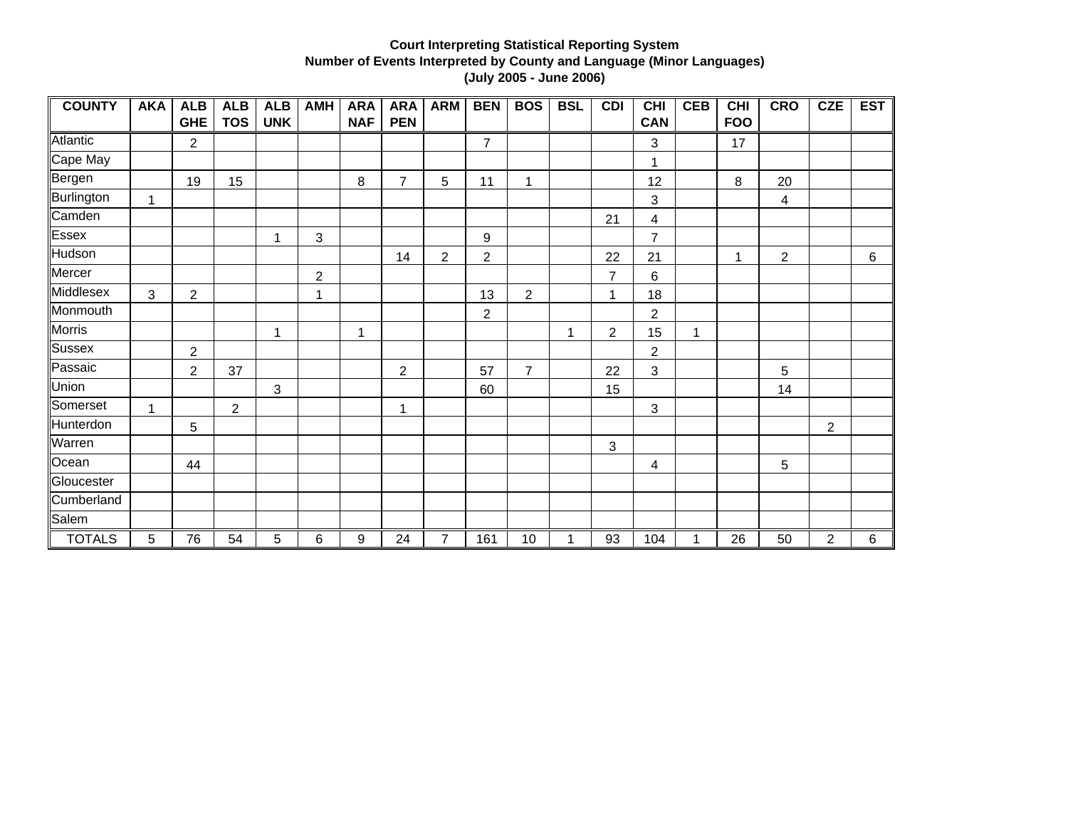**Court Interpreting Statistical Reporting System**
**Number of Events Interpreted by County and Language (Minor Languages)**
**(July 2005 - June 2006)**

| COUNTY | AKA | ALB GHE | ALB TOS | ALB UNK | AMH | ARA NAF | ARA PEN | ARM | BEN | BOS | BSL | CDI | CHI CAN | CEB | CHI FOO | CRO | CZE | EST |
|---|---|---|---|---|---|---|---|---|---|---|---|---|---|---|---|---|---|---|
| Atlantic | | 2 | | | | | | | 7 | | | | 3 | | 17 | | | |
| Cape May | | | | | | | | | | | | | 1 | | | | | |
| Bergen | | 19 | 15 | | | 8 | 7 | 5 | 11 | 1 | | | 12 | | 8 | 20 | | |
| Burlington | 1 | | | | | | | | | | | | 3 | | | 4 | | |
| Camden | | | | | | | | | | | | 21 | 4 | | | | | |
| Essex | | | | 1 | 3 | | | | 9 | | | | 7 | | | | | |
| Hudson | | | | | | | 14 | 2 | 2 | | | 22 | 21 | | 1 | 2 | | 6 |
| Mercer | | | | | 2 | | | | | | | 7 | 6 | | | | | |
| Middlesex | 3 | 2 | | | 1 | | | | 13 | 2 | | 1 | 18 | | | | | |
| Monmouth | | | | | | | | | 2 | | | | 2 | | | | | |
| Morris | | | | 1 | | 1 | | | | | 1 | 2 | 15 | 1 | | | | |
| Sussex | | 2 | | | | | | | | | | | 2 | | | | | |
| Passaic | | 2 | 37 | | | | 2 | | 57 | 7 | | 22 | 3 | | | 5 | | |
| Union | | | | 3 | | | | | 60 | | | 15 | | | | 14 | | |
| Somerset | 1 | | 2 | | | | 1 | | | | | | 3 | | | | | |
| Hunterdon | | 5 | | | | | | | | | | | | | | | 2 | |
| Warren | | | | | | | | | | | | 3 | | | | | | |
| Ocean | | 44 | | | | | | | | | | | 4 | | | 5 | | |
| Gloucester | | | | | | | | | | | | | | | | | | |
| Cumberland | | | | | | | | | | | | | | | | | | |
| Salem | | | | | | | | | | | | | | | | | | |
| TOTALS | 5 | 76 | 54 | 5 | 6 | 9 | 24 | 7 | 161 | 10 | 1 | 93 | 104 | 1 | 26 | 50 | 2 | 6 |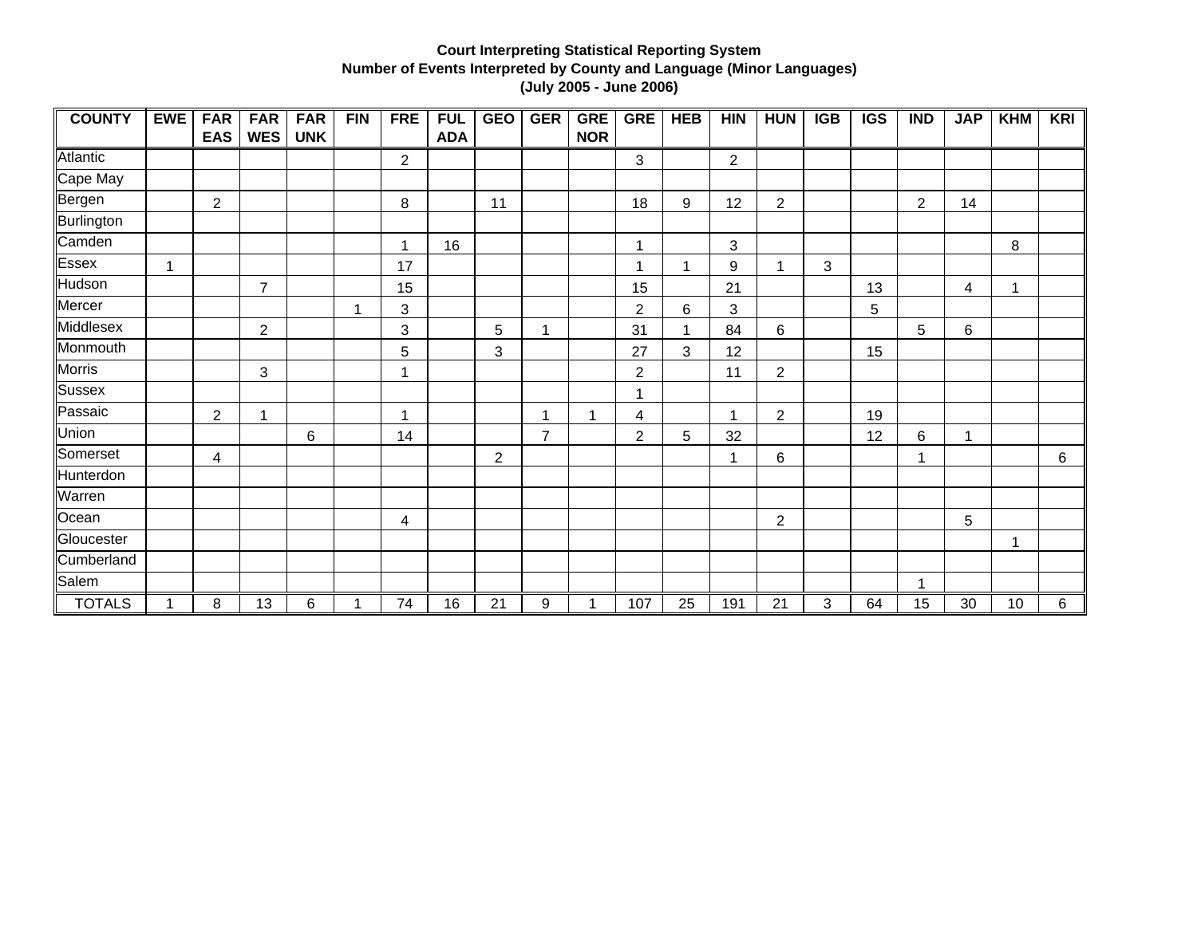**Court Interpreting Statistical Reporting System**
**Number of Events Interpreted by County and Language (Minor Languages)**
**(July 2005 - June 2006)**

| COUNTY | EWE | FAR EAS | FAR WES | FAR UNK | FIN | FRE | FUL ADA | GEO | GER | GRE NOR | GRE | HEB | HIN | HUN | IGB | IGS | IND | JAP | KHM | KRI |
|---|---|---|---|---|---|---|---|---|---|---|---|---|---|---|---|---|---|---|---|---|
| Atlantic | | | | | | 2 | | | | | 3 | | 2 | | | | | | | |
| Cape May | | | | | | | | | | | | | | | | | | | | |
| Bergen | | 2 | | | | 8 | | 11 | | | 18 | 9 | 12 | 2 | | | 2 | 14 | | |
| Burlington | | | | | | | | | | | | | | | | | | | | |
| Camden | | | | | | 1 | 16 | | | | 1 | | 3 | | | | | | 8 | |
| Essex | 1 | | | | | 17 | | | | | 1 | 1 | 9 | 1 | 3 | | | | | |
| Hudson | | | 7 | | | 15 | | | | | 15 | | 21 | | | 13 | | 4 | 1 | |
| Mercer | | | | | 1 | 3 | | | | | 2 | 6 | 3 | | | 5 | | | | |
| Middlesex | | | 2 | | | 3 | | 5 | 1 | | 31 | 1 | 84 | 6 | | | 5 | 6 | | |
| Monmouth | | | | | | 5 | | 3 | | | 27 | 3 | 12 | | | 15 | | | | |
| Morris | | | 3 | | | 1 | | | | | 2 | | 11 | 2 | | | | | | |
| Sussex | | | | | | | | | | | 1 | | | | | | | | | |
| Passaic | | 2 | 1 | | | 1 | | | 1 | 1 | 4 | | 1 | 2 | | 19 | | | | |
| Union | | | | 6 | | 14 | | | 7 | | 2 | 5 | 32 | | | 12 | 6 | 1 | | |
| Somerset | | 4 | | | | | | 2 | | | | | 1 | 6 | | | 1 | | | 6 |
| Hunterdon | | | | | | | | | | | | | | | | | | | | |
| Warren | | | | | | | | | | | | | | | | | | | | |
| Ocean | | | | | | 4 | | | | | | | | 2 | | | | 5 | | |
| Gloucester | | | | | | | | | | | | | | | | | | | 1 | |
| Cumberland | | | | | | | | | | | | | | | | | | | | |
| Salem | | | | | | | | | | | | | | | | | 1 | | | |
| TOTALS | 1 | 8 | 13 | 6 | 1 | 74 | 16 | 21 | 9 | 1 | 107 | 25 | 191 | 21 | 3 | 64 | 15 | 30 | 10 | 6 |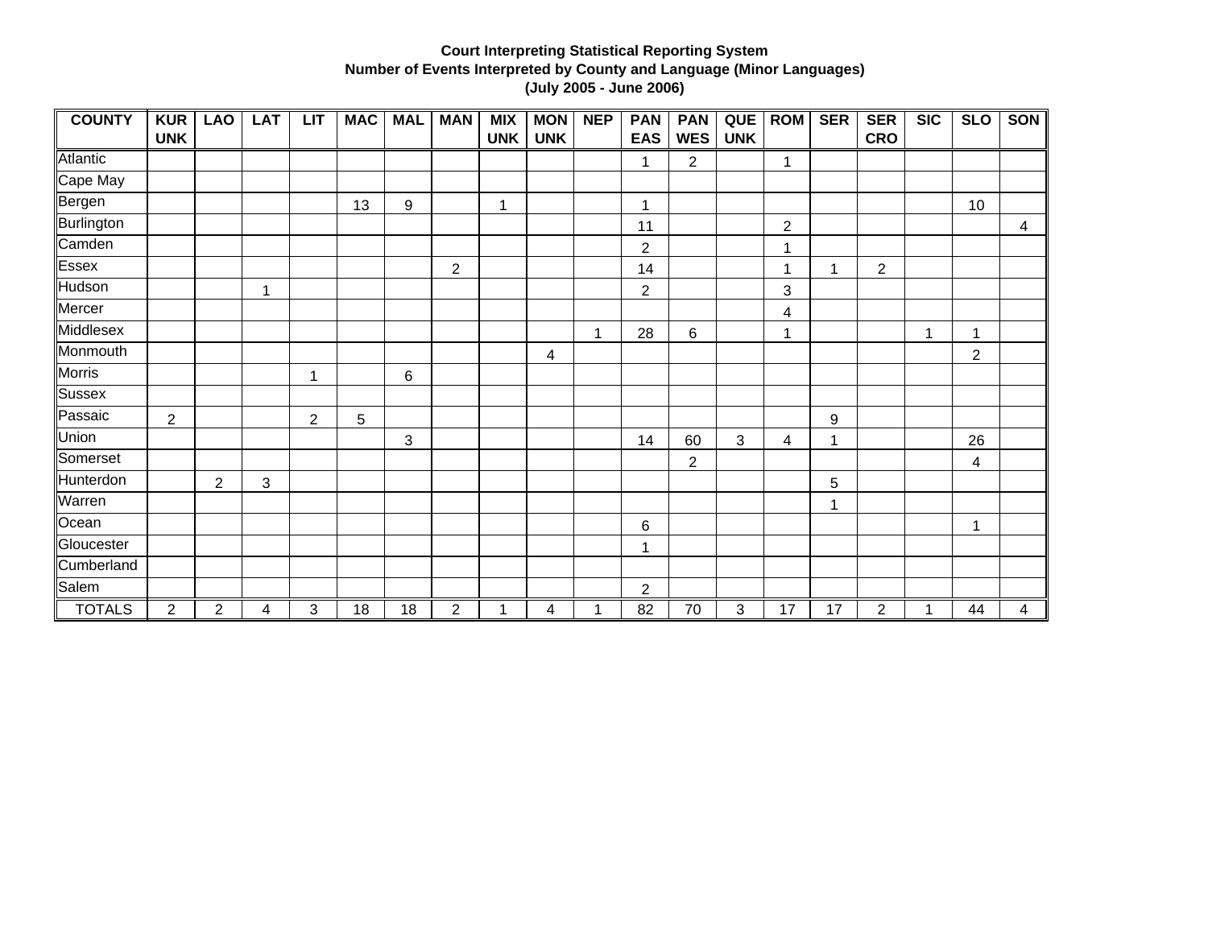**Court Interpreting Statistical Reporting System**
**Number of Events Interpreted by County and Language (Minor Languages)**
**(July 2005 - June 2006)**

| COUNTY | KUR UNK | LAO | LAT | LIT | MAC | MAL | MAN | MIX UNK | MON UNK | NEP | PAN EAS | PAN WES | QUE UNK | ROM | SER | SER CRO | SIC | SLO | SON |
|---|---|---|---|---|---|---|---|---|---|---|---|---|---|---|---|---|---|---|---|
| Atlantic | | | | | | | | | | | 1 | 2 | | 1 | | | | | |
| Cape May | | | | | | | | | | | | | | | | | | | |
| Bergen | | | | | 13 | 9 | | 1 | | | 1 | | | | | | | 10 | |
| Burlington | | | | | | | | | | | 11 | | | 2 | | | | | 4 |
| Camden | | | | | | | | | | | 2 | | | 1 | | | | | |
| Essex | | | | | | | 2 | | | | 14 | | | 1 | 1 | 2 | | | |
| Hudson | | | 1 | | | | | | | | 2 | | | 3 | | | | | |
| Mercer | | | | | | | | | | | | | | 4 | | | | | |
| Middlesex | | | | | | | | | | 1 | 28 | 6 | | 1 | | | 1 | 1 | |
| Monmouth | | | | | | | | | 4 | | | | | | | | | 2 | |
| Morris | | | | 1 | | 6 | | | | | | | | | | | | | |
| Sussex | | | | | | | | | | | | | | | | | | | |
| Passaic | 2 | | | 2 | 5 | | | | | | | | | | 9 | | | | |
| Union | | | | | | 3 | | | | | 14 | 60 | 3 | 4 | 1 | | | 26 | |
| Somerset | | | | | | | | | | | | 2 | | | | | | 4 | |
| Hunterdon | | 2 | 3 | | | | | | | | | | | | 5 | | | | |
| Warren | | | | | | | | | | | | | | | 1 | | | | |
| Ocean | | | | | | | | | | | 6 | | | | | | | 1 | |
| Gloucester | | | | | | | | | | | 1 | | | | | | | | |
| Cumberland | | | | | | | | | | | | | | | | | | | |
| Salem | | | | | | | | | | | 2 | | | | | | | | |
| TOTALS | 2 | 2 | 4 | 3 | 18 | 18 | 2 | 1 | 4 | 1 | 82 | 70 | 3 | 17 | 17 | 2 | 1 | 44 | 4 |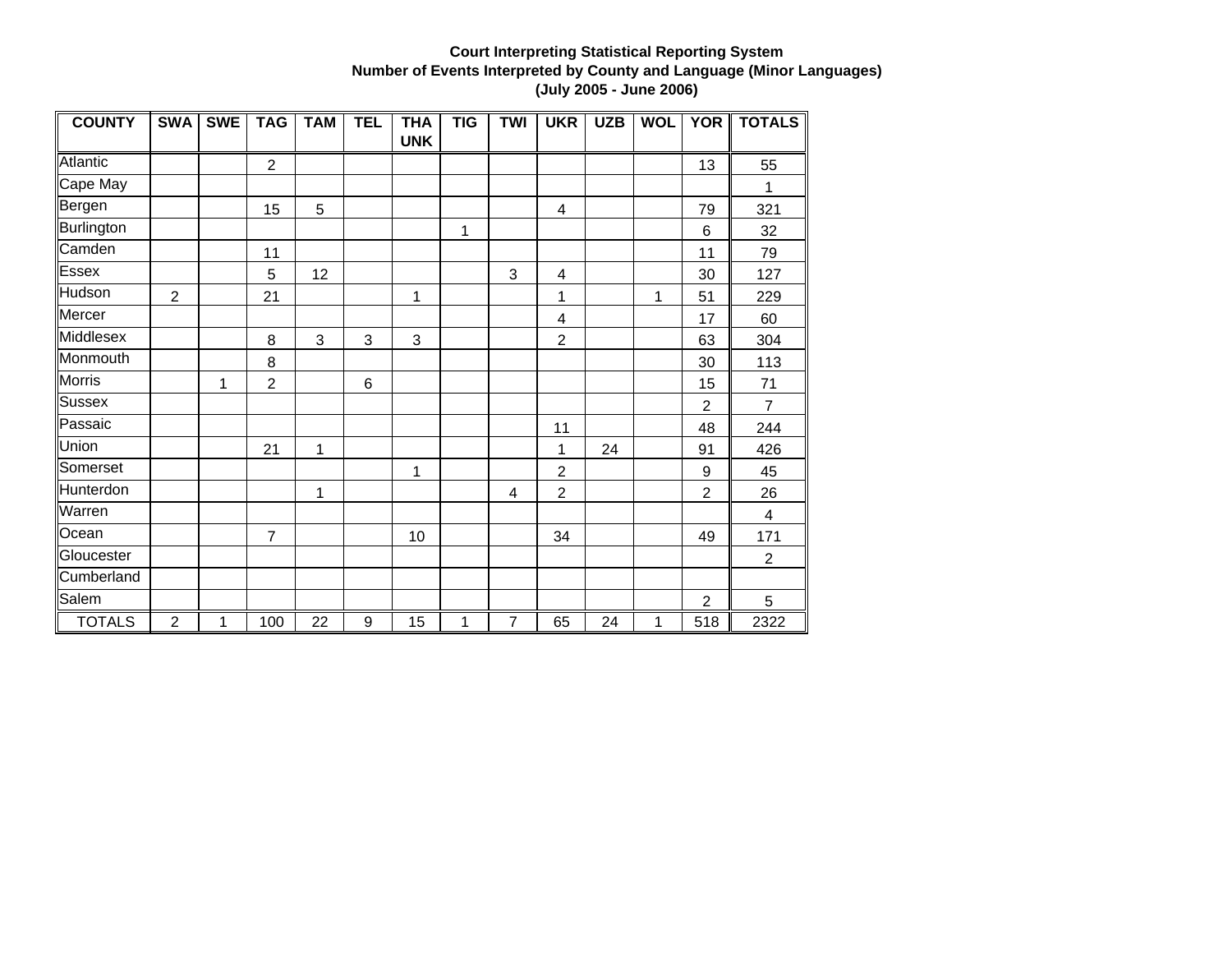**Court Interpreting Statistical Reporting System**
**Number of Events Interpreted by County and Language (Minor Languages)**
**(July 2005 - June 2006)**

| COUNTY | SWA | SWE | TAG | TAM | TEL | THA UNK | TIG | TWI | UKR | UZB | WOL | YOR | TOTALS |
|---|---|---|---|---|---|---|---|---|---|---|---|---|---|
| Atlantic | | | 2 | | | | | | | | | 13 | 55 |
| Cape May | | | | | | | | | | | | | 1 |
| Bergen | | | 15 | 5 | | | | | 4 | | | 79 | 321 |
| Burlington | | | | | | | 1 | | | | | 6 | 32 |
| Camden | | | 11 | | | | | | | | | 11 | 79 |
| Essex | | | 5 | 12 | | | | 3 | 4 | | | 30 | 127 |
| Hudson | 2 | | 21 | | | 1 | | | 1 | | 1 | 51 | 229 |
| Mercer | | | | | | | | | 4 | | | 17 | 60 |
| Middlesex | | | 8 | 3 | 3 | 3 | | | 2 | | | 63 | 304 |
| Monmouth | | | 8 | | | | | | | | | 30 | 113 |
| Morris | | 1 | 2 | | 6 | | | | | | | 15 | 71 |
| Sussex | | | | | | | | | | | | 2 | 7 |
| Passaic | | | | | | | | | 11 | | | 48 | 244 |
| Union | | | 21 | 1 | | | | | 1 | 24 | | 91 | 426 |
| Somerset | | | | | | 1 | | | 2 | | | 9 | 45 |
| Hunterdon | | | | 1 | | | | 4 | 2 | | | 2 | 26 |
| Warren | | | | | | | | | | | | | 4 |
| Ocean | | | 7 | | | 10 | | | 34 | | | 49 | 171 |
| Gloucester | | | | | | | | | | | | | 2 |
| Cumberland | | | | | | | | | | | | | |
| Salem | | | | | | | | | | | | 2 | 5 |
| TOTALS | 2 | 1 | 100 | 22 | 9 | 15 | 1 | 7 | 65 | 24 | 1 | 518 | 2322 |